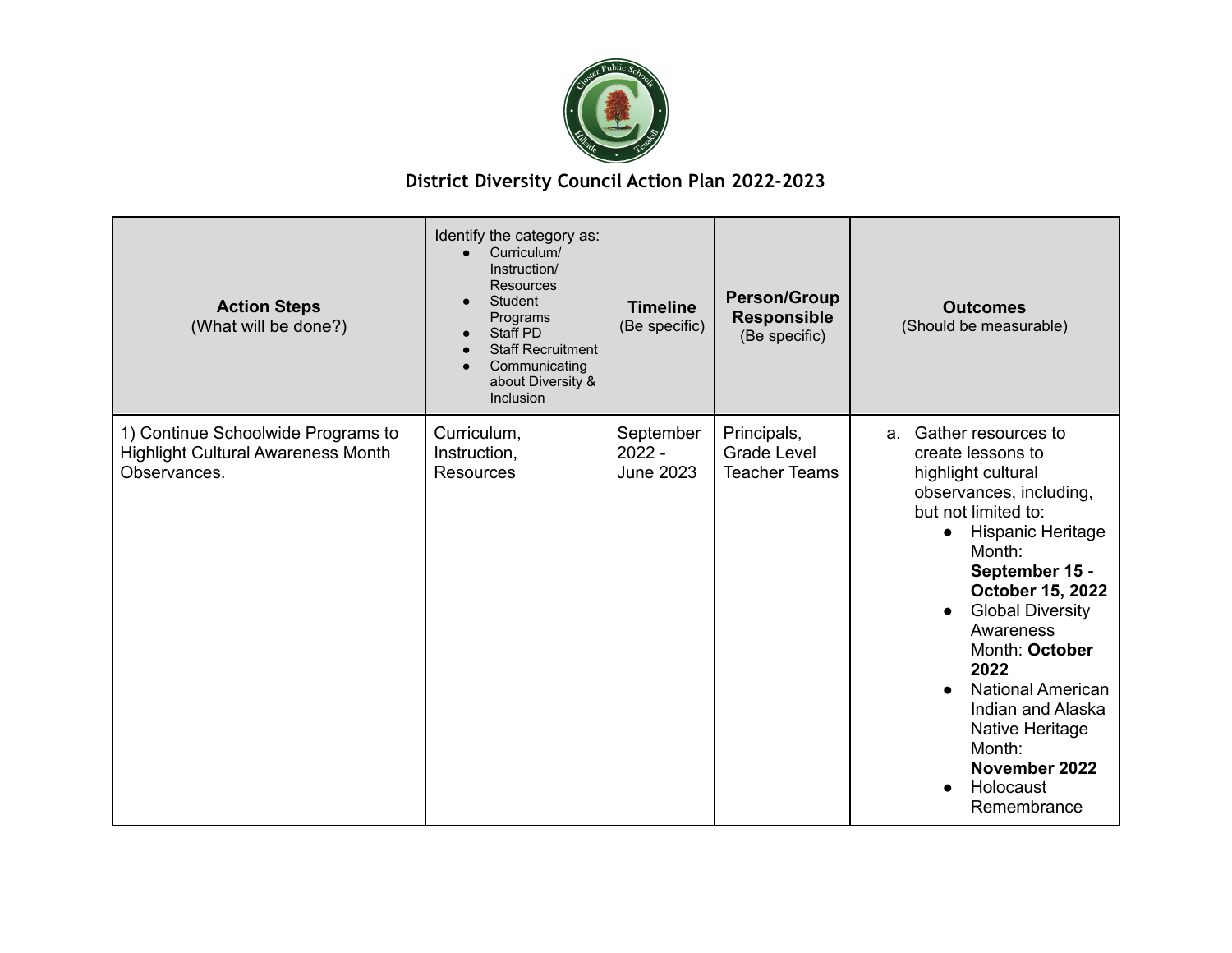# District Diversity Council Action Plan 2022-2023

| **Action Steps** (What will be done?) | Identify the category as: <ul><li>Curriculum/ Instruction/ Resources</li><li>Student Programs</li><li>Staff PD</li><li>Staff Recruitment</li><li>Communicating about Diversity & Inclusion</li></ul> | **Timeline** (Be specific) | **Person/Group Responsible** (Be specific) | **Outcomes** (Should be measurable) |
|---|---|---|---|---|
| 1) Continue Schoolwide Programs to Highlight Cultural Awareness Month Observances. | Curriculum, Instruction, Resources | September 2022 - June 2023 | Principals, Grade Level Teacher Teams | a. Gather resources to create lessons to highlight cultural observances, including, but not limited to: <ul><li>Hispanic Heritage Month: **September 15 - October 15, 2022**</li><li>Global Diversity Awareness Month: **October 2022**</li><li>National American Indian and Alaska Native Heritage Month: **November 2022**</li><li>Holocaust Remembrance</li></ul> |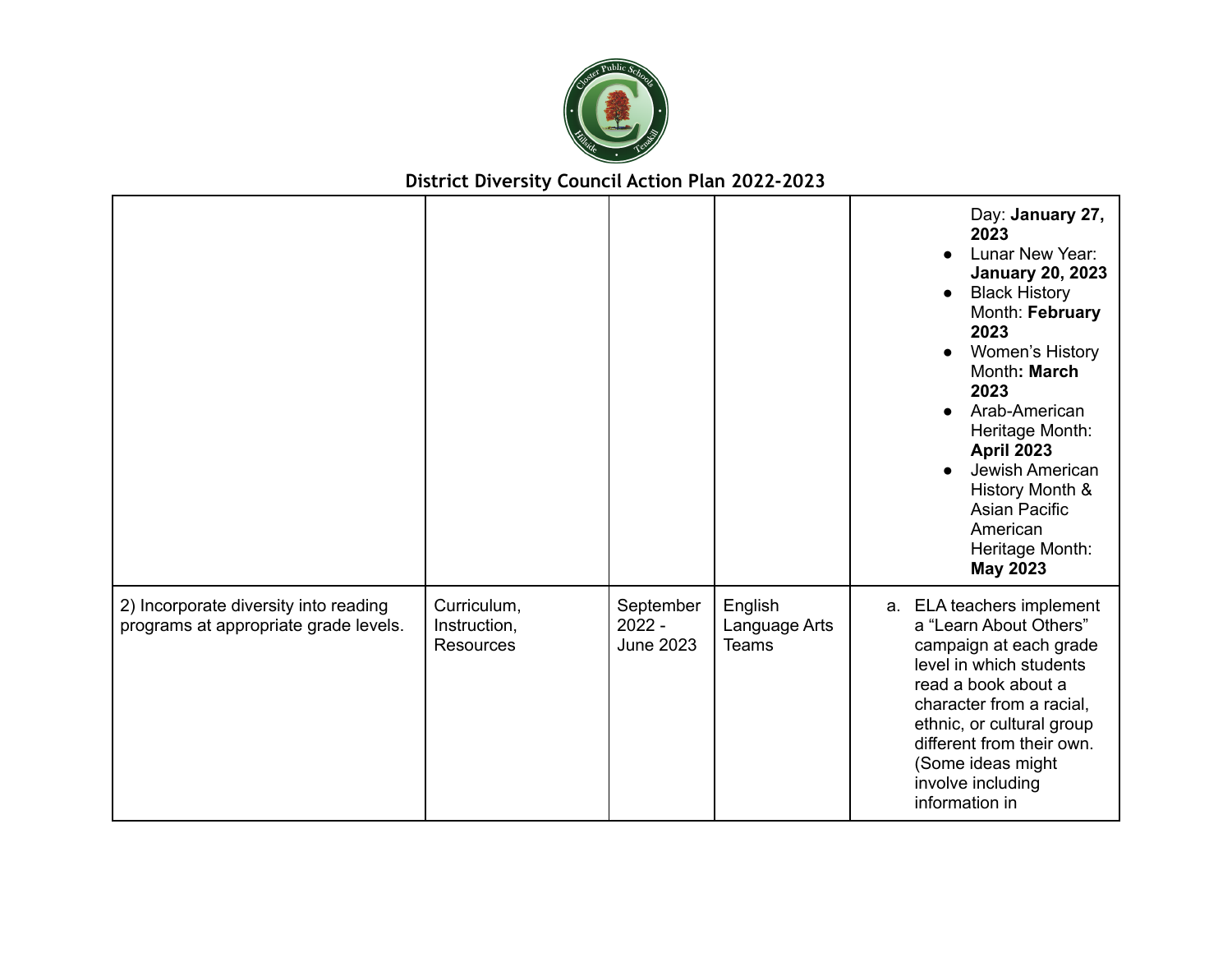## District Diversity Council Action Plan 2022-2023

| | | | | |
|---|---|---|---|---|
| | | | | Day: **January 27, 2023**<br>● Lunar New Year: **January 20, 2023**<br>● Black History Month: **February 2023**<br>● Women's History Month**: March 2023**<br>● Arab-American Heritage Month: **April 2023**<br>● Jewish American History Month & Asian Pacific American Heritage Month: **May 2023** |
| 2) Incorporate diversity into reading programs at appropriate grade levels. | Curriculum, Instruction, Resources | September 2022 - June 2023 | English Language Arts Teams | a. ELA teachers implement a "Learn About Others" campaign at each grade level in which students read a book about a character from a racial, ethnic, or cultural group different from their own. (Some ideas might involve including information in |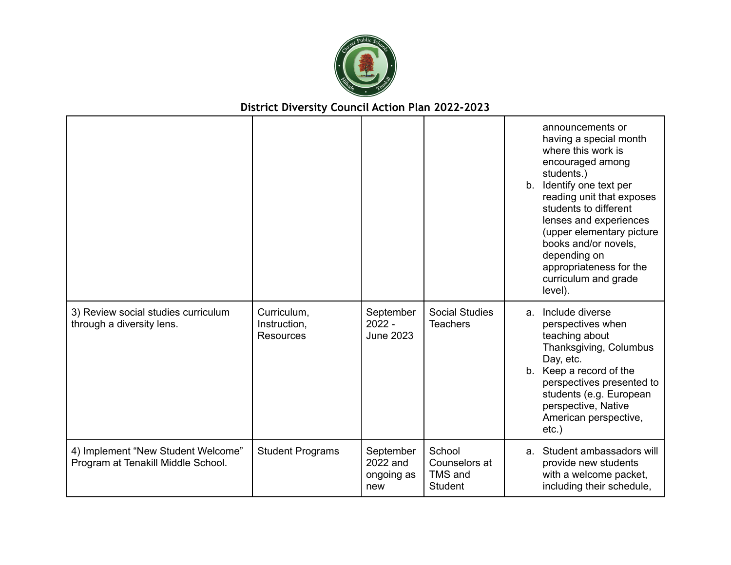## District Diversity Council Action Plan 2022-2023

| | | | | |
|---|---|---|---|---|
| | | | | announcements or having a special month where this work is encouraged among students.)<br>b. Identify one text per reading unit that exposes students to different lenses and experiences (upper elementary picture books and/or novels, depending on appropriateness for the curriculum and grade level). |
| 3) Review social studies curriculum through a diversity lens. | Curriculum, Instruction, Resources | September 2022 - June 2023 | Social Studies Teachers | a. Include diverse perspectives when teaching about Thanksgiving, Columbus Day, etc.<br>b. Keep a record of the perspectives presented to students (e.g. European perspective, Native American perspective, etc.) |
| 4) Implement “New Student Welcome” Program at Tenakill Middle School. | Student Programs | September 2022 and ongoing as new | School Counselors at TMS and Student | a. Student ambassadors will provide new students with a welcome packet, including their schedule, |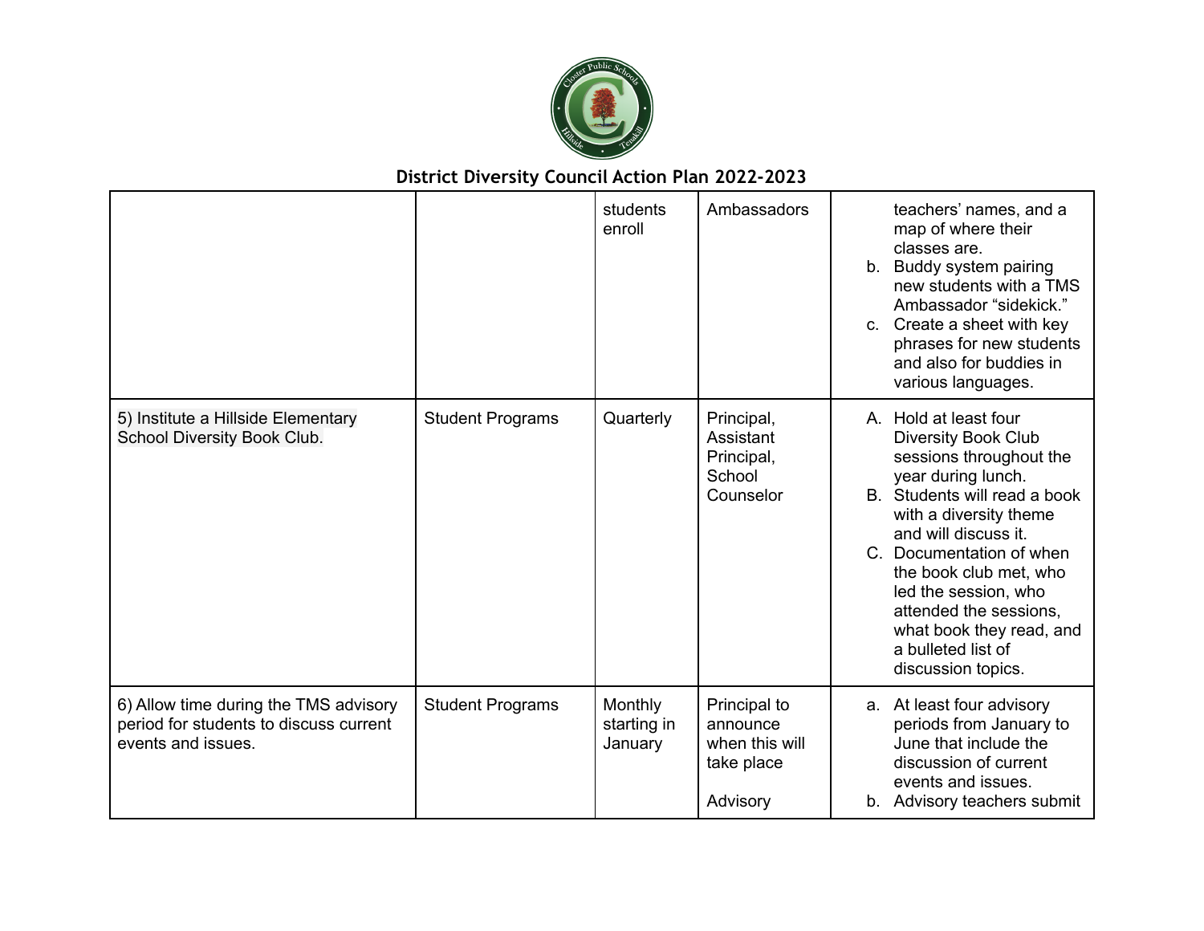# District Diversity Council Action Plan 2022-2023

| | | | | |
|---|---|---|---|---|
| | | students enroll | Ambassadors | teachers' names, and a map of where their classes are.<br>b. Buddy system pairing new students with a TMS Ambassador "sidekick."<br>c. Create a sheet with key phrases for new students and also for buddies in various languages. |
| 5) Institute a Hillside Elementary School Diversity Book Club. | Student Programs | Quarterly | Principal, Assistant Principal, School Counselor | A. Hold at least four Diversity Book Club sessions throughout the year during lunch.<br>B. Students will read a book with a diversity theme and will discuss it.<br>C. Documentation of when the book club met, who led the session, who attended the sessions, what book they read, and a bulleted list of discussion topics. |
| 6) Allow time during the TMS advisory period for students to discuss current events and issues. | Student Programs | Monthly starting in January | Principal to announce when this will take place<br><br>Advisory | a. At least four advisory periods from January to June that include the discussion of current events and issues.<br>b. Advisory teachers submit |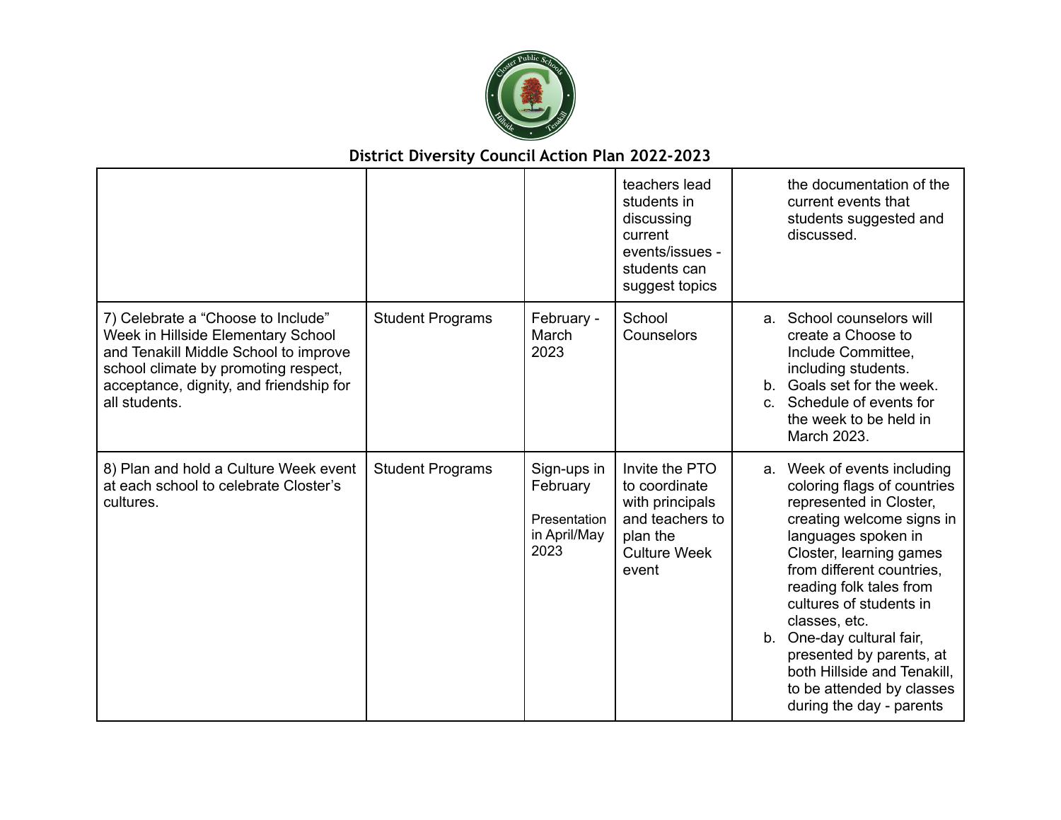## District Diversity Council Action Plan 2022-2023

| | | | | |
|---|---|---|---|---|
| | | | teachers lead students in discussing current events/issues - students can suggest topics | the documentation of the current events that students suggested and discussed. |
| 7) Celebrate a "Choose to Include" Week in Hillside Elementary School and Tenakill Middle School to improve school climate by promoting respect, acceptance, dignity, and friendship for all students. | Student Programs | February - March 2023 | School Counselors | a. School counselors will create a Choose to Include Committee, including students.<br>b. Goals set for the week.<br>c. Schedule of events for the week to be held in March 2023. |
| 8) Plan and hold a Culture Week event at each school to celebrate Closter's cultures. | Student Programs | Sign-ups in February<br><br>Presentation in April/May 2023 | Invite the PTO to coordinate with principals and teachers to plan the Culture Week event | a. Week of events including coloring flags of countries represented in Closter, creating welcome signs in languages spoken in Closter, learning games from different countries, reading folk tales from cultures of students in classes, etc.<br>b. One-day cultural fair, presented by parents, at both Hillside and Tenakill, to be attended by classes during the day - parents |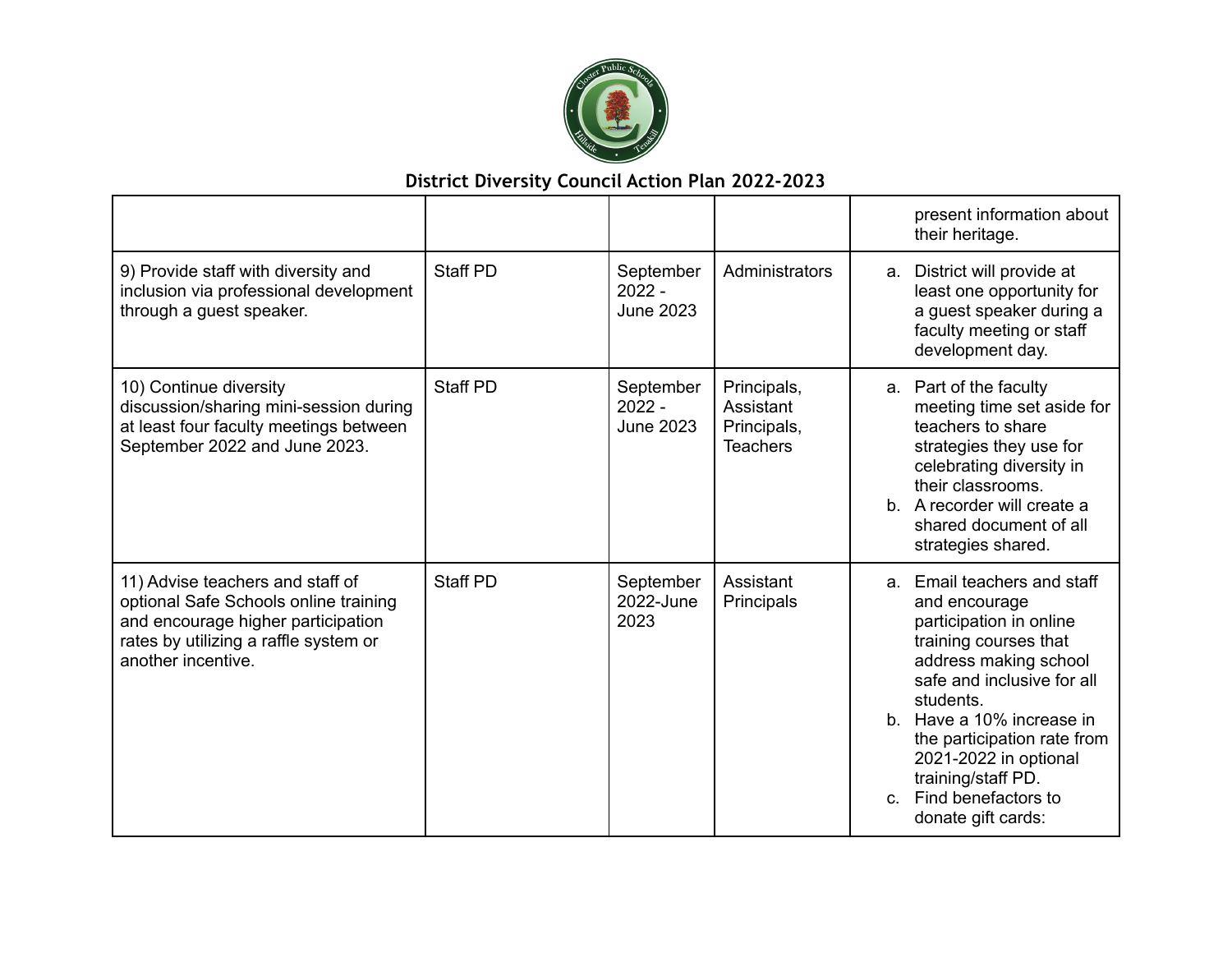# District Diversity Council Action Plan 2022-2023

| | | | | |
|---|---|---|---|---|
| | | | | present information about their heritage. |
| 9) Provide staff with diversity and inclusion via professional development through a guest speaker. | Staff PD | September 2022 - June 2023 | Administrators | a. District will provide at least one opportunity for a guest speaker during a faculty meeting or staff development day. |
| 10) Continue diversity discussion/sharing mini-session during at least four faculty meetings between September 2022 and June 2023. | Staff PD | September 2022 - June 2023 | Principals, Assistant Principals, Teachers | a. Part of the faculty meeting time set aside for teachers to share strategies they use for celebrating diversity in their classrooms.<br>b. A recorder will create a shared document of all strategies shared. |
| 11) Advise teachers and staff of optional Safe Schools online training and encourage higher participation rates by utilizing a raffle system or another incentive. | Staff PD | September 2022-June 2023 | Assistant Principals | a. Email teachers and staff and encourage participation in online training courses that address making school safe and inclusive for all students.<br>b. Have a 10% increase in the participation rate from 2021-2022 in optional training/staff PD.<br>c. Find benefactors to donate gift cards: |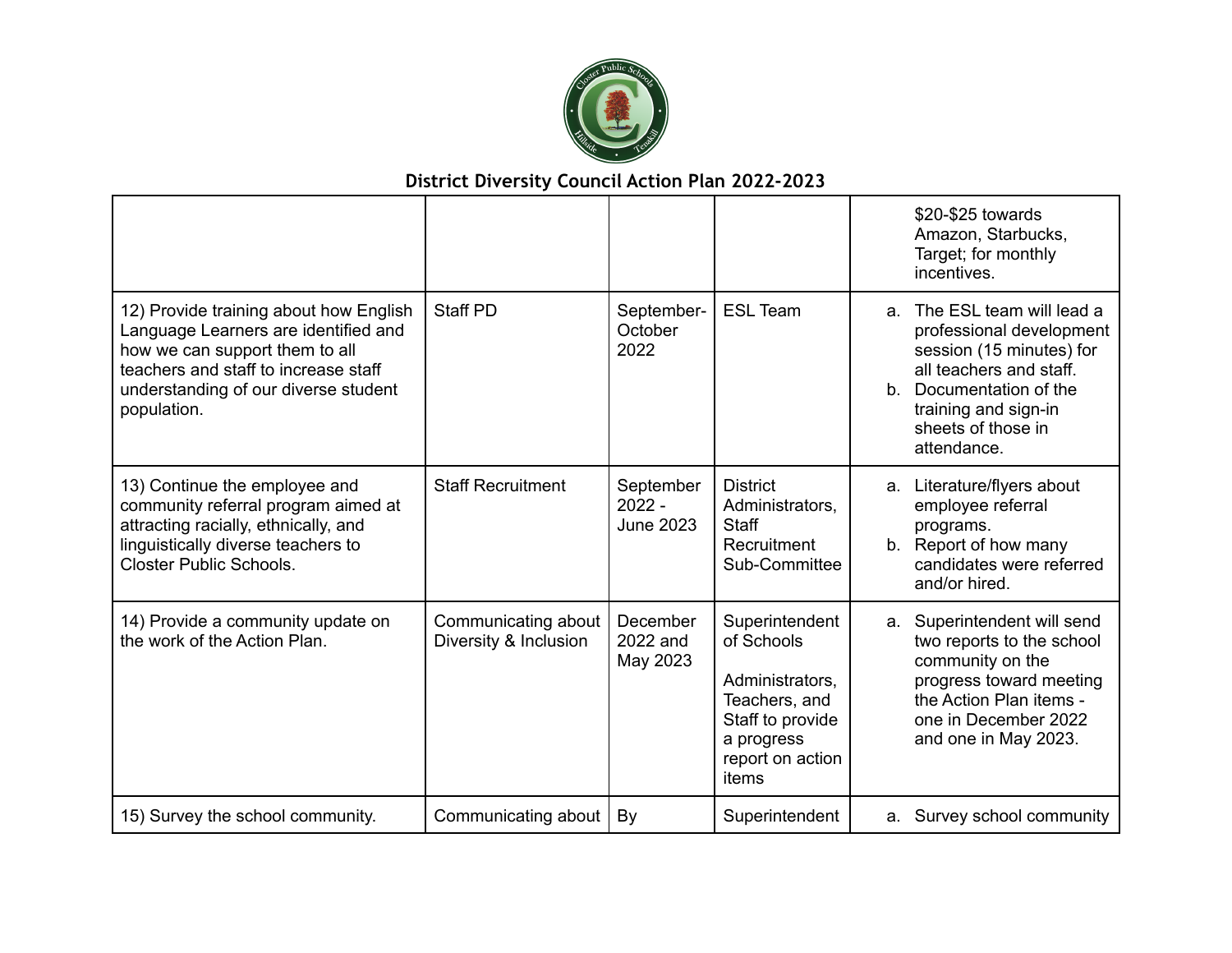# District Diversity Council Action Plan 2022-2023

| | | | | |
|---|---|---|---|---|
| | | | | $20-$25 towards Amazon, Starbucks, Target; for monthly incentives. |
| 12) Provide training about how English Language Learners are identified and how we can support them to all teachers and staff to increase staff understanding of our diverse student population. | Staff PD | September-October 2022 | ESL Team | a. The ESL team will lead a professional development session (15 minutes) for all teachers and staff.<br>b. Documentation of the training and sign-in sheets of those in attendance. |
| 13) Continue the employee and community referral program aimed at attracting racially, ethnically, and linguistically diverse teachers to Closter Public Schools. | Staff Recruitment | September 2022 - June 2023 | District Administrators, Staff Recruitment Sub-Committee | a. Literature/flyers about employee referral programs.<br>b. Report of how many candidates were referred and/or hired. |
| 14) Provide a community update on the work of the Action Plan. | Communicating about Diversity & Inclusion | December 2022 and May 2023 | Superintendent of Schools<br><br>Administrators, Teachers, and Staff to provide a progress report on action items | a. Superintendent will send two reports to the school community on the progress toward meeting the Action Plan items - one in December 2022 and one in May 2023. |
| 15) Survey the school community. | Communicating about | By | Superintendent | a. Survey school community |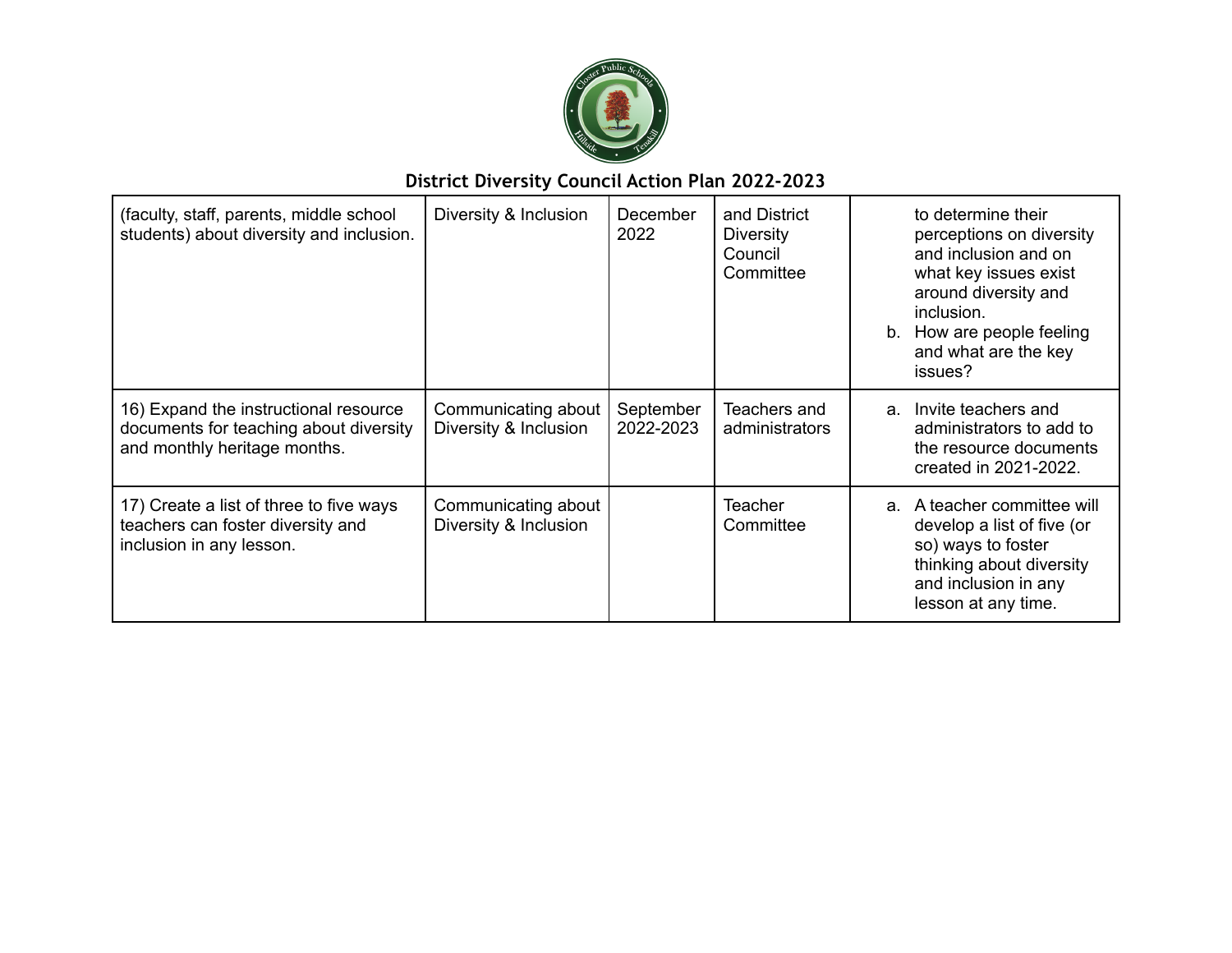## District Diversity Council Action Plan 2022-2023

| | | | | |
|---|---|---|---|---|
| (faculty, staff, parents, middle school students) about diversity and inclusion. | Diversity & Inclusion | December 2022 | and District Diversity Council Committee | to determine their perceptions on diversity and inclusion and on what key issues exist around diversity and inclusion.<br>b. How are people feeling and what are the key issues? |
| 16) Expand the instructional resource documents for teaching about diversity and monthly heritage months. | Communicating about Diversity & Inclusion | September 2022-2023 | Teachers and administrators | a. Invite teachers and administrators to add to the resource documents created in 2021-2022. |
| 17) Create a list of three to five ways teachers can foster diversity and inclusion in any lesson. | Communicating about Diversity & Inclusion | | Teacher Committee | a. A teacher committee will develop a list of five (or so) ways to foster thinking about diversity and inclusion in any lesson at any time. |